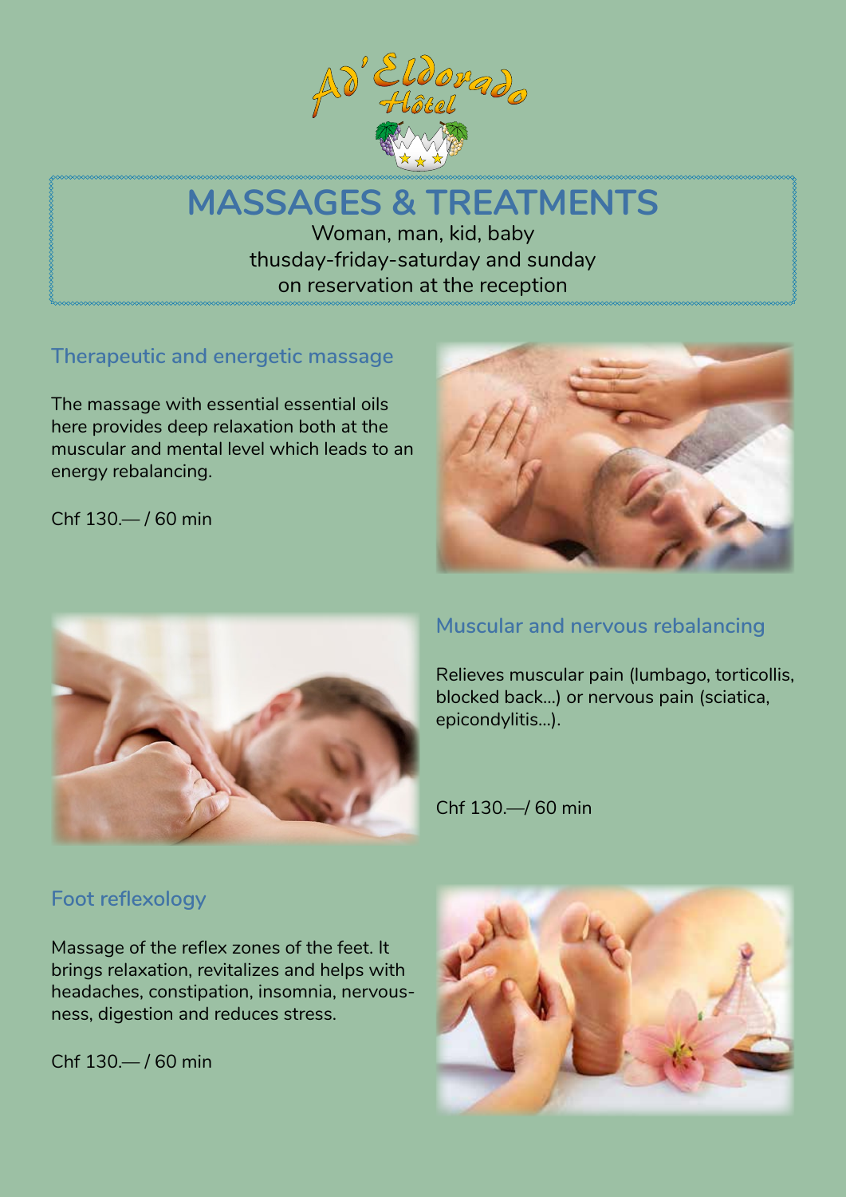Ad' Eldorado Hôtel

# MASSAGES & TREATMENTS

Woman, man, kid, baby
thusday-friday-saturday and sunday
on reservation at the reception

## Therapeutic and energetic massage

The massage with essential essential oils here provides deep relaxation both at the muscular and mental level which leads to an energy rebalancing.

Chf 130.— / 60 min

## Muscular and nervous rebalancing

Relieves muscular pain (lumbago, torticollis, blocked back...) or nervous pain (sciatica, epicondylitis...).

Chf 130.—/ 60 min

## Foot reflexology

Massage of the reflex zones of the feet. It brings relaxation, revitalizes and helps with headaches, constipation, insomnia, nervousness, digestion and reduces stress.

Chf 130.— / 60 min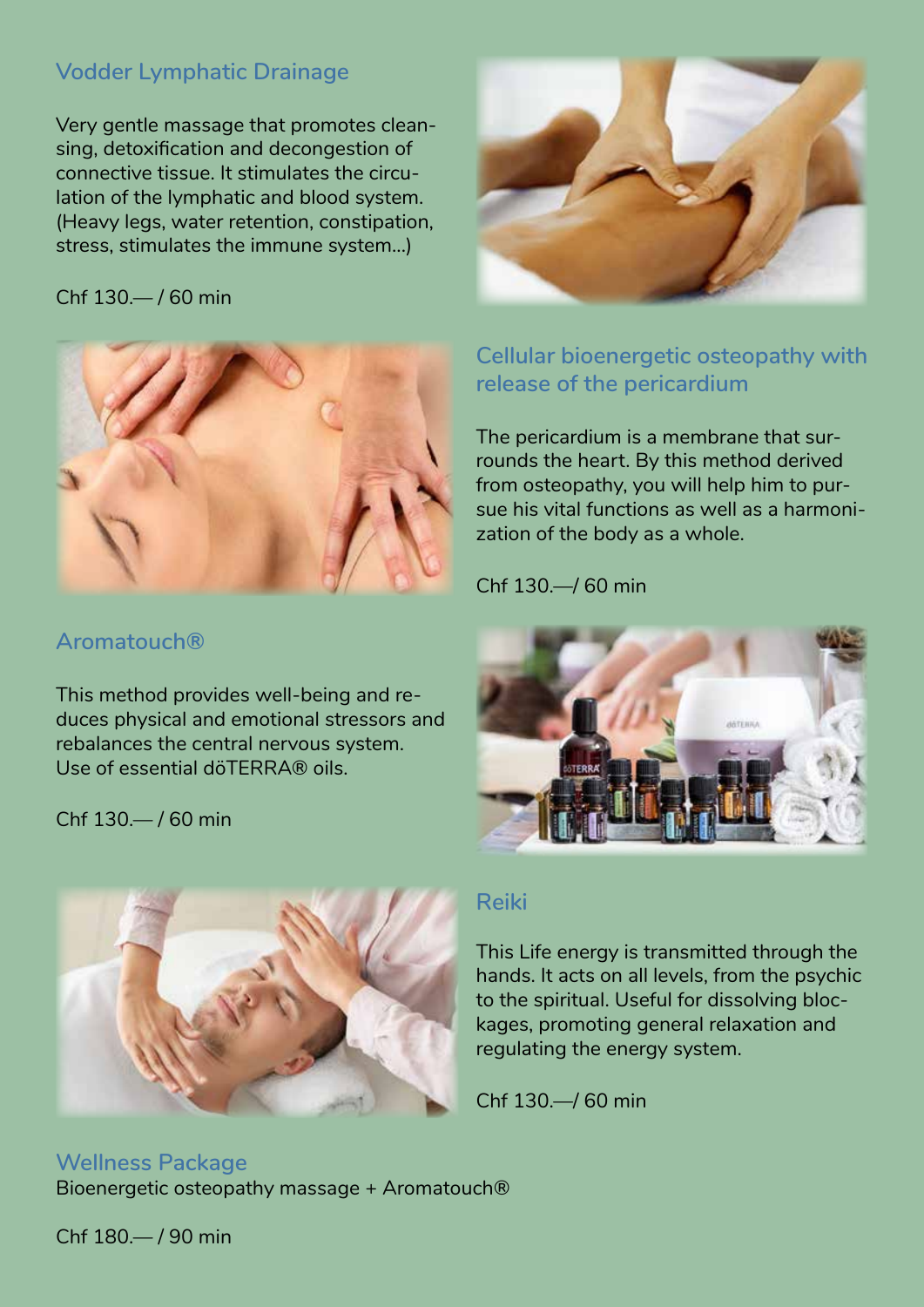## Vodder Lymphatic Drainage

Very gentle massage that promotes cleansing, detoxification and decongestion of connective tissue. It stimulates the circulation of the lymphatic and blood system. (Heavy legs, water retention, constipation, stress, stimulates the immune system...)

Chf 130.— / 60 min

## Cellular bioenergetic osteopathy with release of the pericardium

The pericardium is a membrane that surrounds the heart. By this method derived from osteopathy, you will help him to pursue his vital functions as well as a harmonization of the body as a whole.

Chf 130.—/ 60 min

## Aromatouch®

This method provides well-being and reduces physical and emotional stressors and rebalances the central nervous system. Use of essential döTERRA® oils.

Chf 130.— / 60 min

## Reiki

This Life energy is transmitted through the hands. It acts on all levels, from the psychic to the spiritual. Useful for dissolving blockages, promoting general relaxation and regulating the energy system.

Chf 130.—/ 60 min

## Wellness Package

Bioenergetic osteopathy massage + Aromatouch®

Chf 180.— / 90 min